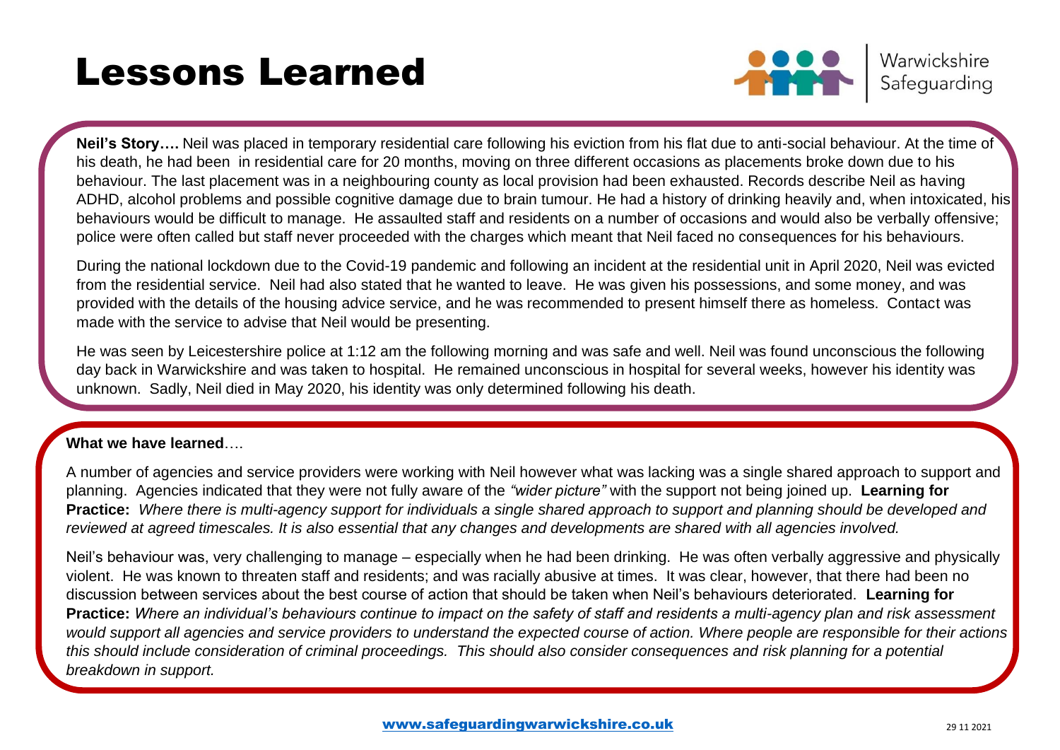# Lessons Learned

Warwickshire Safeguarding

**Neil's Story….** Neil was placed in temporary residential care following his eviction from his flat due to anti-social behaviour. At the time of his death, he had been in residential care for 20 months, moving on three different occasions as placements broke down due to his behaviour. The last placement was in a neighbouring county as local provision had been exhausted. Records describe Neil as having ADHD, alcohol problems and possible cognitive damage due to brain tumour. He had a history of drinking heavily and, when intoxicated, his behaviours would be difficult to manage. He assaulted staff and residents on a number of occasions and would also be verbally offensive; police were often called but staff never proceeded with the charges which meant that Neil faced no consequences for his behaviours.

During the national lockdown due to the Covid-19 pandemic and following an incident at the residential unit in April 2020, Neil was evicted from the residential service. Neil had also stated that he wanted to leave. He was given his possessions, and some money, and was provided with the details of the housing advice service, and he was recommended to present himself there as homeless. Contact was made with the service to advise that Neil would be presenting.

He was seen by Leicestershire police at 1:12 am the following morning and was safe and well. Neil was found unconscious the following day back in Warwickshire and was taken to hospital. He remained unconscious in hospital for several weeks, however his identity was unknown. Sadly, Neil died in May 2020, his identity was only determined following his death.

**What we have learned**….

A number of agencies and service providers were working with Neil however what was lacking was a single shared approach to support and planning. Agencies indicated that they were not fully aware of the *"wider picture"* with the support not being joined up. **Learning for Practice:** *Where there is multi-agency support for individuals a single shared approach to support and planning should be developed and reviewed at agreed timescales. It is also essential that any changes and developments are shared with all agencies involved.*

Neil's behaviour was, very challenging to manage – especially when he had been drinking. He was often verbally aggressive and physically violent. He was known to threaten staff and residents; and was racially abusive at times. It was clear, however, that there had been no discussion between services about the best course of action that should be taken when Neil's behaviours deteriorated. **Learning for Practice:** *Where an individual's behaviours continue to impact on the safety of staff and residents a multi-agency plan and risk assessment would support all agencies and service providers to understand the expected course of action. Where people are responsible for their actions this should include consideration of criminal proceedings. This should also consider consequences and risk planning for a potential breakdown in support.*

www.safeguardingwarwickshire.co.uk

29 11 2021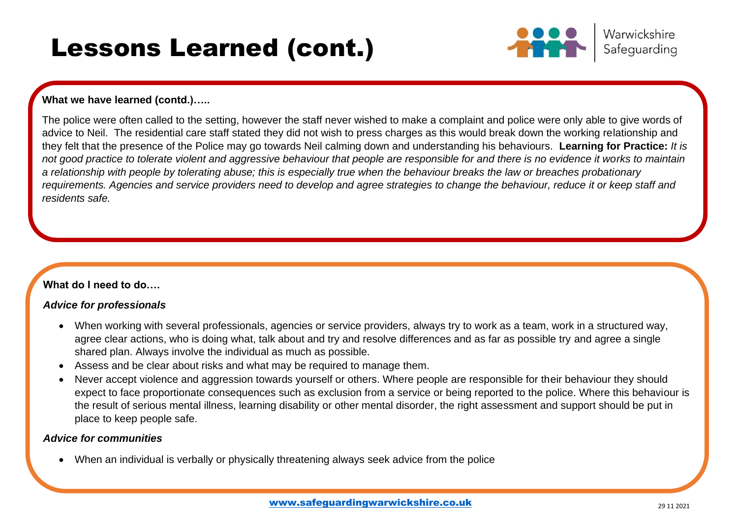# Lessons Learned (cont.)

**What we have learned (contd.)…..**

The police were often called to the setting, however the staff never wished to make a complaint and police were only able to give words of advice to Neil. The residential care staff stated they did not wish to press charges as this would break down the working relationship and they felt that the presence of the Police may go towards Neil calming down and understanding his behaviours. **Learning for Practice:** *It is not good practice to tolerate violent and aggressive behaviour that people are responsible for and there is no evidence it works to maintain a relationship with people by tolerating abuse; this is especially true when the behaviour breaks the law or breaches probationary requirements. Agencies and service providers need to develop and agree strategies to change the behaviour, reduce it or keep staff and residents safe.*

**What do I need to do….**

***Advice for professionals***

- When working with several professionals, agencies or service providers, always try to work as a team, work in a structured way, agree clear actions, who is doing what, talk about and try and resolve differences and as far as possible try and agree a single shared plan. Always involve the individual as much as possible.
- Assess and be clear about risks and what may be required to manage them.
- Never accept violence and aggression towards yourself or others. Where people are responsible for their behaviour they should expect to face proportionate consequences such as exclusion from a service or being reported to the police. Where this behaviour is the result of serious mental illness, learning disability or other mental disorder, the right assessment and support should be put in place to keep people safe.

***Advice for communities***

- When an individual is verbally or physically threatening always seek advice from the police

www.safeguardingwarwickshire.co.uk

29 11 2021